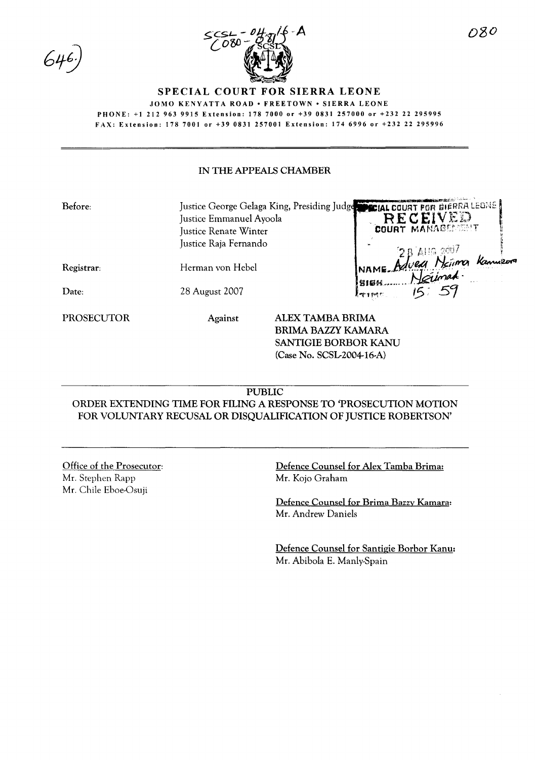# SPECIAL COURT FOR SIERRA LEONE

JOMO KENYATTA ROAD • FREETOWN • SIERRA LEONE

PHONE: +1 212 963 9915 Extension: 178 7000 or +39 0831 257000 or +232 22 295995

FAX: Extension: 178 7001 or +39 0831 257001 Extension: 174 6996 or +232 22 295996

## IN THE APPEALS CHAMBER

| | |
|---|---|
| Before: | Justice George Gelaga King, Presiding Judge<br>Justice Emmanuel Ayoola<br>Justice Renate Winter<br>Justice Raja Fernando |
| Registrar: | Herman von Hebel |
| Date: | 28 August 2007 |

PROSECUTOR Against ALEX TAMBA BRIMA
BRIMA BAZZY KAMARA
SANTIGIE BORBOR KANU
(Case No. SCSL-2004-16-A)

---

PUBLIC

## ORDER EXTENDING TIME FOR FILING A RESPONSE TO 'PROSECUTION MOTION FOR VOLUNTARY RECUSAL OR DISQUALIFICATION OF JUSTICE ROBERTSON'

---

**Office of the Prosecutor:**
Mr. Stephen Rapp
Mr. Chile Eboe-Osuji

**Defence Counsel for Alex Tamba Brima:**
Mr. Kojo Graham

**Defence Counsel for Brima Bazzy Kamara:**
Mr. Andrew Daniels

**Defence Counsel for Santigie Borbor Kanu:**
Mr. Abibola E. Manly-Spain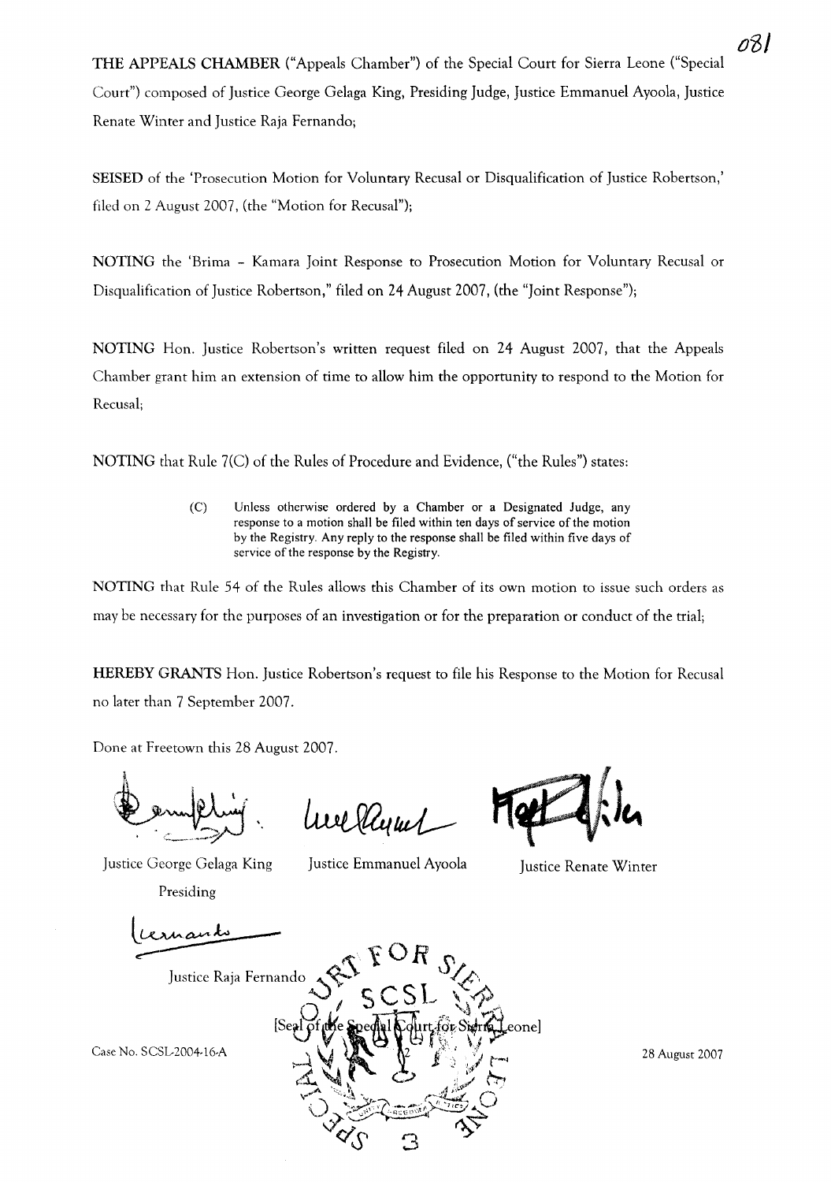**THE APPEALS CHAMBER** ("Appeals Chamber") of the Special Court for Sierra Leone ("Special Court") composed of Justice George Gelaga King, Presiding Judge, Justice Emmanuel Ayoola, Justice Renate Winter and Justice Raja Fernando;

**SEISED** of the 'Prosecution Motion for Voluntary Recusal or Disqualification of Justice Robertson,' filed on 2 August 2007, (the "Motion for Recusal");

**NOTING** the 'Brima – Kamara Joint Response to Prosecution Motion for Voluntary Recusal or Disqualification of Justice Robertson," filed on 24 August 2007, (the "Joint Response");

**NOTING** Hon. Justice Robertson's written request filed on 24 August 2007, that the Appeals Chamber grant him an extension of time to allow him the opportunity to respond to the Motion for Recusal;

**NOTING** that Rule 7(C) of the Rules of Procedure and Evidence, ("the Rules") states:

> (C) Unless otherwise ordered by a Chamber or a Designated Judge, any response to a motion shall be filed within ten days of service of the motion by the Registry. Any reply to the response shall be filed within five days of service of the response by the Registry.

**NOTING** that Rule 54 of the Rules allows this Chamber of its own motion to issue such orders as may be necessary for the purposes of an investigation or for the preparation or conduct of the trial;

**HEREBY GRANTS** Hon. Justice Robertson's request to file his Response to the Motion for Recusal no later than 7 September 2007.

Done at Freetown this 28 August 2007.

Justice George Gelaga King
Presiding

Justice Emmanuel Ayoola

Justice Renate Winter

Justice Raja Fernando

[Seal of the Special Court for Sierra Leone]

Case No. SCSL-2004-16-A

28 August 2007